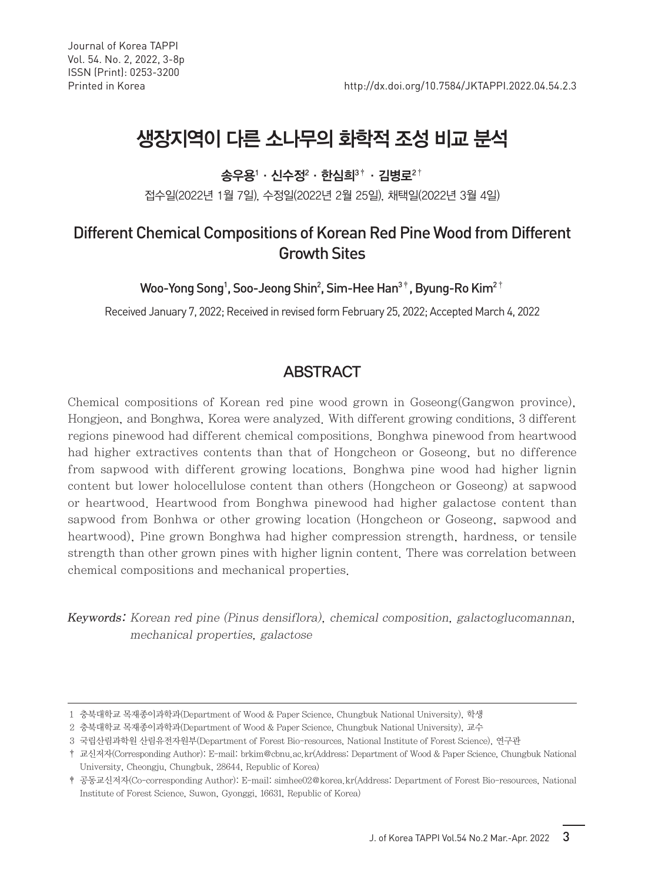# 생장지역이 다른 소나무의 화학적 조성 비교 분석

**송우용[1] · 신수정[2] · 한심희[3†] · 김병로[2†]**

접수일(2022년 1월 7일), 수정일(2022년 2월 25일), 채택일(2022년 3월 4일)

## Different Chemical Compositions of Korean Red Pine Wood from Different Growth Sites

**Woo-Yong Song[1], Soo-Jeong Shin[2], Sim-Hee Han[3†], Byung-Ro Kim[2†]**

Received January 7, 2022; Received in revised form February 25, 2022; Accepted March 4, 2022

## ABSTRACT

Chemical compositions of Korean red pine wood grown in Goseong(Gangwon province), Hongjeon, and Bonghwa, Korea were analyzed. With different growing conditions, 3 different regions pinewood had different chemical compositions. Bonghwa pinewood from heartwood had higher extractives contents than that of Hongcheon or Goseong, but no difference from sapwood with different growing locations. Bonghwa pine wood had higher lignin content but lower holocellulose content than others (Hongcheon or Goseong) at sapwood or heartwood. Heartwood from Bonghwa pinewood had higher galactose content than sapwood from Bonhwa or other growing location (Hongcheon or Goseong, sapwood and heartwood), Pine grown Bonghwa had higher compression strength, hardness, or tensile strength than other grown pines with higher lignin content. There was correlation between chemical compositions and mechanical properties.

*Keywords:* *Korean red pine (Pinus densiflora), chemical composition, galactoglucomannan, mechanical properties, galactose*

---

1 충북대학교 목재종이과학과(Department of Wood & Paper Science, Chungbuk National University), 학생

2 충북대학교 목재종이과학과(Department of Wood & Paper Science, Chungbuk National University), 교수

3 국립산림과학원 산림유전자원부(Department of Forest Bio-resources, National Institute of Forest Science), 연구관

† 교신저자(Corresponding Author): E-mail: brkim@cbnu.ac.kr(Address: Department of Wood & Paper Science, Chungbuk National University, Cheongju, Chungbuk, 28644, Republic of Korea)

† 공동교신저자(Co-corresponding Author): E-mail: simhee02@korea.kr(Address: Department of Forest Bio-resources, National Institute of Forest Science, Suwon, Gyonggi, 16631, Republic of Korea)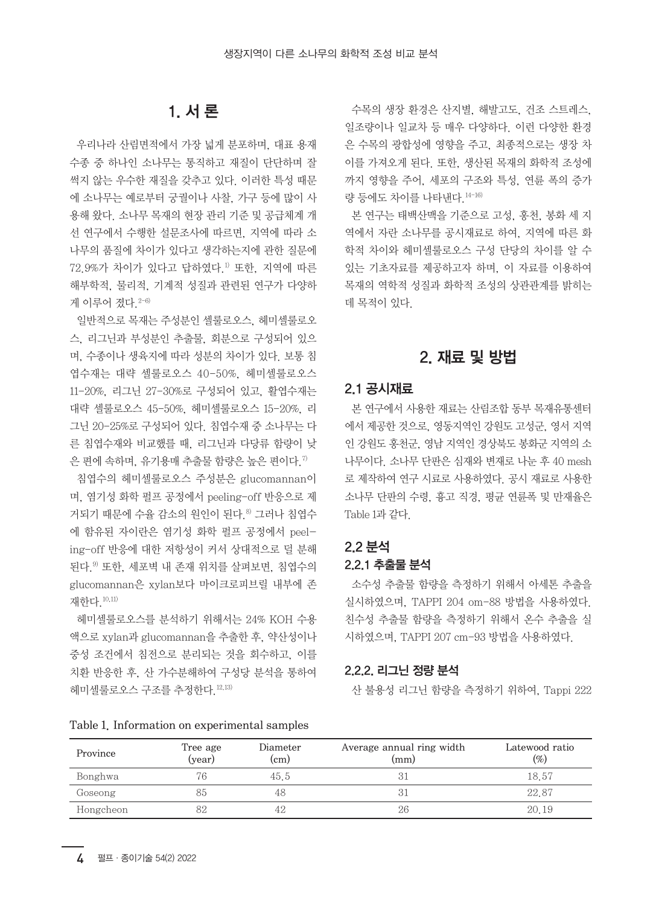# 1. 서 론

우리나라 산림면적에서 가장 넓게 분포하며, 대표 용재 수종 중 하나인 소나무는 통직하고 재질이 단단하며 잘 썩지 않는 우수한 재질을 갖추고 있다. 이러한 특성 때문에 소나무는 예로부터 궁궐이나 사찰, 가구 등에 많이 사용해 왔다. 소나무 목재의 현장 관리 기준 및 공급체계 개선 연구에서 수행한 설문조사에 따르면, 지역에 따라 소나무의 품질에 차이가 있다고 생각하는지에 관한 질문에 72.9%가 차이가 있다고 답하였다.[1] 또한, 지역에 따른 해부학적, 물리적, 기계적 성질과 관련된 연구가 다양하게 이루어 졌다.[2-6]

일반적으로 목재는 주성분인 셀룰로오스, 헤미셀룰로오스, 리그닌과 부성분인 추출물, 회분으로 구성되어 있으며, 수종이나 생육지에 따라 성분의 차이가 있다. 보통 침엽수재는 대략 셀룰로오스 40-50%, 헤미셀룰로오스 11-20%, 리그닌 27-30%로 구성되어 있고, 활엽수재는 대략 셀룰로오스 45-50%, 헤미셀룰로오스 15-20%, 리그닌 20-25%로 구성되어 있다. 침엽수재 중 소나무는 다른 침엽수재와 비교했을 때, 리그닌과 다당류 함량이 낮은 편에 속하며, 유기용매 추출물 함량은 높은 편이다.[7]

침엽수의 헤미셀룰로오스 주성분은 glucomannan이며, 염기성 화학 펄프 공정에서 peeling-off 반응으로 제거되기 때문에 수율 감소의 원인이 된다.[8] 그러나 침엽수에 함유된 자이란은 염기성 화학 펄프 공정에서 peeling-off 반응에 대한 저항성이 커서 상대적으로 덜 분해된다.[9] 또한, 세포벽 내 존재 위치를 살펴보면, 침엽수의 glucomannan은 xylan보다 마이크로피브릴 내부에 존재한다.[10,11]

헤미셀룰로오스를 분석하기 위해서는 24% KOH 수용액으로 xylan과 glucomannan을 추출한 후, 약산성이나 중성 조건에서 침전으로 분리되는 것을 회수하고, 이를 치환 반응한 후, 산 가수분해하여 구성당 분석을 통하여 헤미셀룰로오스 구조를 추정한다.[12,13]

수목의 생장 환경은 산지별, 해발고도, 건조 스트레스, 일조량이나 일교차 등 매우 다양하다. 이런 다양한 환경은 수목의 광합성에 영향을 주고, 최종적으로는 생장 차이를 가져오게 된다. 또한, 생산된 목재의 화학적 조성에까지 영향을 주어, 세포의 구조와 특성, 연륜 폭의 증가량 등에도 차이를 나타낸다.[14-16)

본 연구는 태백산맥을 기준으로 고성, 홍천, 봉화 세 지역에서 자란 소나무를 공시재료로 하여, 지역에 따른 화학적 차이와 헤미셀룰로오스 구성 단당의 차이를 알 수 있는 기초자료를 제공하고자 하며, 이 자료를 이용하여 목재의 역학적 성질과 화학적 조성의 상관관계를 밝히는 데 목적이 있다.

# 2. 재료 및 방법

## 2.1 공시재료

본 연구에서 사용한 재료는 산림조합 동부 목재유통센터에서 제공한 것으로, 영동지역인 강원도 고성군, 영서 지역인 강원도 홍천군, 영남 지역인 경상북도 봉화군 지역의 소나무이다. 소나무 단판은 심재와 변재로 나눈 후 40 mesh로 제작하여 연구 시료로 사용하였다. 공시 재료로 사용한 소나무 단판의 수령, 흉고 직경, 평균 연륜폭 및 만재율은 Table 1과 같다.

## 2.2 분석

### 2.2.1 추출물 분석

소수성 추출물 함량을 측정하기 위해서 아세톤 추출을 실시하였으며, TAPPI 204 om-88 방법을 사용하였다. 친수성 추출물 함량을 측정하기 위해서 온수 추출을 실시하였으며, TAPPI 207 cm-93 방법을 사용하였다.

### 2.2.2. 리그닌 정량 분석

산 불용성 리그닌 함량을 측정하기 위하여, Tappi 222

Table 1. Information on experimental samples

| Province | Tree age (year) | Diameter (cm) | Average annual ring width (mm) | Latewood ratio (%) |
|---|---|---|---|---|
| Bonghwa | 76 | 45.5 | 31 | 18.57 |
| Goseong | 85 | 48 | 31 | 22.87 |
| Hongcheon | 82 | 42 | 26 | 20.19 |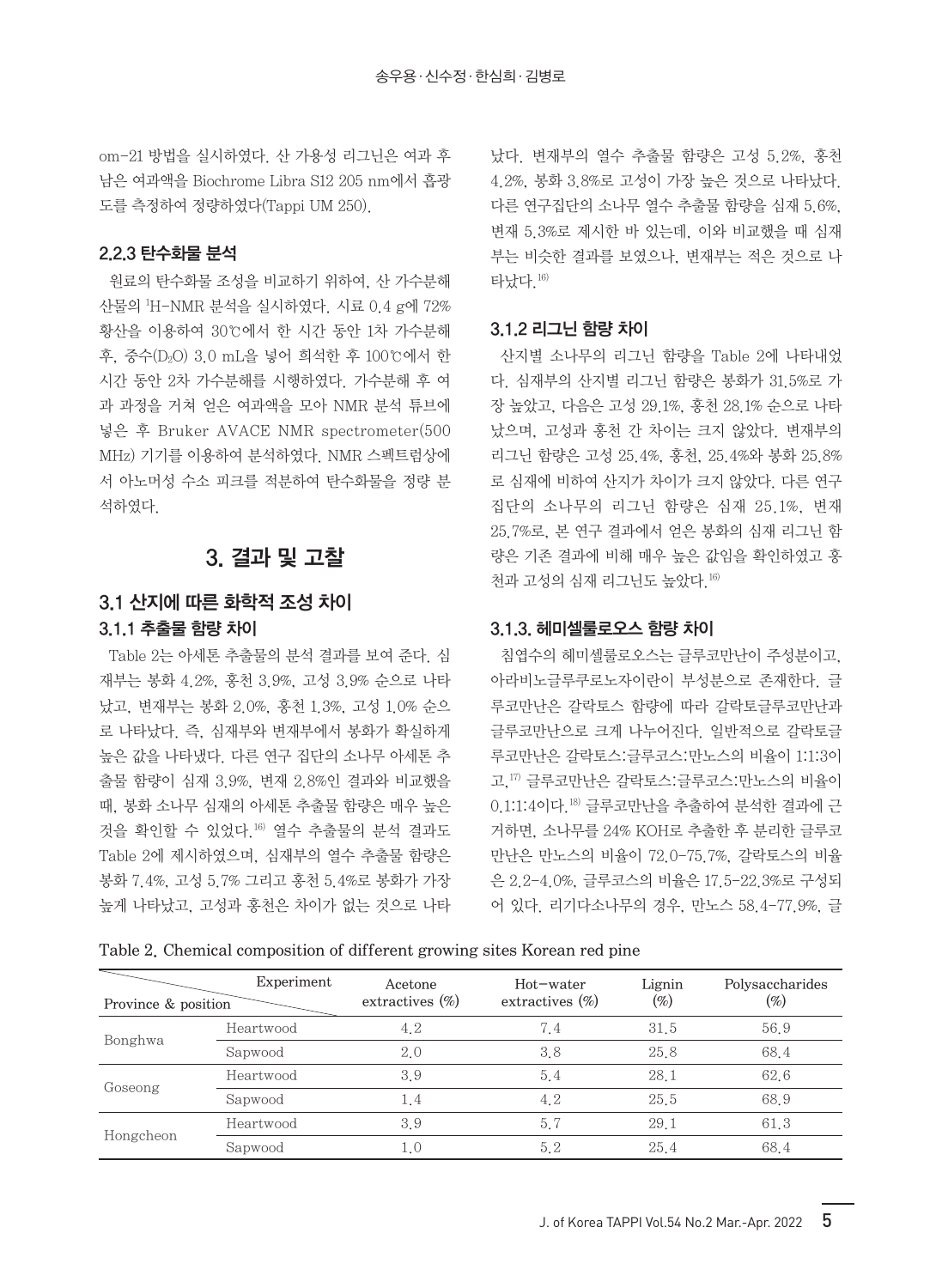om-21 방법을 실시하였다. 산 가용성 리그닌은 여과 후 남은 여과액을 Biochrome Libra S12 205 nm에서 흡광도를 측정하여 정량하였다(Tappi UM 250).

### 2.2.3 탄수화물 분석

원료의 탄수화물 조성을 비교하기 위하여, 산 가수분해 산물의 $^{1}$H-NMR 분석을 실시하였다. 시료 0.4 g에 72% 황산을 이용하여 30℃에서 한 시간 동안 1차 가수분해 후, 중수($D_2O$) 3.0 mL을 넣어 희석한 후 100℃에서 한 시간 동안 2차 가수분해를 시행하였다. 가수분해 후 여과 과정을 거쳐 얻은 여과액을 모아 NMR 분석 튜브에 넣은 후 Bruker AVACE NMR spectrometer(500 MHz) 기기를 이용하여 분석하였다. NMR 스펙트럼상에서 아노머성 수소 피크를 적분하여 탄수화물을 정량 분석하였다.

## 3. 결과 및 고찰

### 3.1 산지에 따른 화학적 조성 차이

### 3.1.1 추출물 함량 차이

Table 2는 아세톤 추출물의 분석 결과를 보여 준다. 심재부는 봉화 4.2%, 홍천 3.9%, 고성 3.9% 순으로 나타났고, 변재부는 봉화 2.0%, 홍천 1.3%, 고성 1.0% 순으로 나타났다. 즉, 심재부와 변재부에서 봉화가 확실하게 높은 값을 나타냈다. 다른 연구 집단의 소나무 아세톤 추출물 함량이 심재 3.9%, 변재 2.8%인 결과와 비교했을 때, 봉화 소나무 심재의 아세톤 추출물 함량은 매우 높은 것을 확인할 수 있었다.[16] 열수 추출물의 분석 결과도 Table 2에 제시하였으며, 심재부의 열수 추출물 함량은 봉화 7.4%, 고성 5.7% 그리고 홍천 5.4%로 봉화가 가장 높게 나타났고, 고성과 홍천은 차이가 없는 것으로 나타났다. 변재부의 열수 추출물 함량은 고성 5.2%, 홍천 4.2%, 봉화 3.8%로 고성이 가장 높은 것으로 나타났다. 다른 연구집단의 소나무 열수 추출물 함량을 심재 5.6%, 변재 5.3%로 제시한 바 있는데, 이와 비교했을 때 심재부는 비슷한 결과를 보였으나, 변재부는 적은 것으로 나타났다.[16]

### 3.1.2 리그닌 함량 차이

산지별 소나무의 리그닌 함량을 Table 2에 나타내었다. 심재부의 산지별 리그닌 함량은 봉화가 31.5%로 가장 높았고, 다음은 고성 29.1%, 홍천 28.1% 순으로 나타났으며, 고성과 홍천 간 차이는 크지 않았다. 변재부의 리그닌 함량은 고성 25.4%, 홍천, 25.4%와 봉화 25.8%로 심재에 비하여 산지가 차이가 크지 않았다. 다른 연구 집단의 소나무의 리그닌 함량은 심재 25.1%, 변재 25.7%로, 본 연구 결과에서 얻은 봉화의 심재 리그닌 함량은 기존 결과에 비해 매우 높은 값임을 확인하였고 홍천과 고성의 심재 리그닌도 높았다.[16]

### 3.1.3. 헤미셀룰로오스 함량 차이

침엽수의 헤미셀룰로오스는 글루코만난이 주성분이고, 아라비노글루쿠로노자이란이 부성분으로 존재한다. 글루코만난은 갈락토스 함량에 따라 갈락토글루코만난과 글루코만난으로 크게 나누어진다. 일반적으로 갈락토글루코만난은 갈락토스:글루코스:만노스의 비율이 1:1:3이고,[17] 글루코만난은 갈락토스:글루코스:만노스의 비율이 0.1:1:4이다.[18] 글루코만난을 추출하여 분석한 결과에 근거하면, 소나무를 24% KOH로 추출한 후 분리한 글루코만난은 만노스의 비율이 72.0-75.7%, 갈락토스의 비율은 2.2-4.0%, 글루코스의 비율은 17.5-22.3%로 구성되어 있다. 리기다소나무의 경우, 만노스 58.4-77.9%, 글

Table 2. Chemical composition of different growing sites Korean red pine

| Province & position (Experiment) | | Acetone extractives (%) | Hot-water extractives (%) | Lignin (%) | Polysaccharides (%) |
|---|---|---|---|---|---|
| Bonghwa | Heartwood | 4.2 | 7.4 | 31.5 | 56.9 |
| | Sapwood | 2.0 | 3.8 | 25.8 | 68.4 |
| Goseong | Heartwood | 3.9 | 5.4 | 28.1 | 62.6 |
| | Sapwood | 1.4 | 4.2 | 25.5 | 68.9 |
| Hongcheon | Heartwood | 3.9 | 5.7 | 29.1 | 61.3 |
| | Sapwood | 1.0 | 5.2 | 25.4 | 68.4 |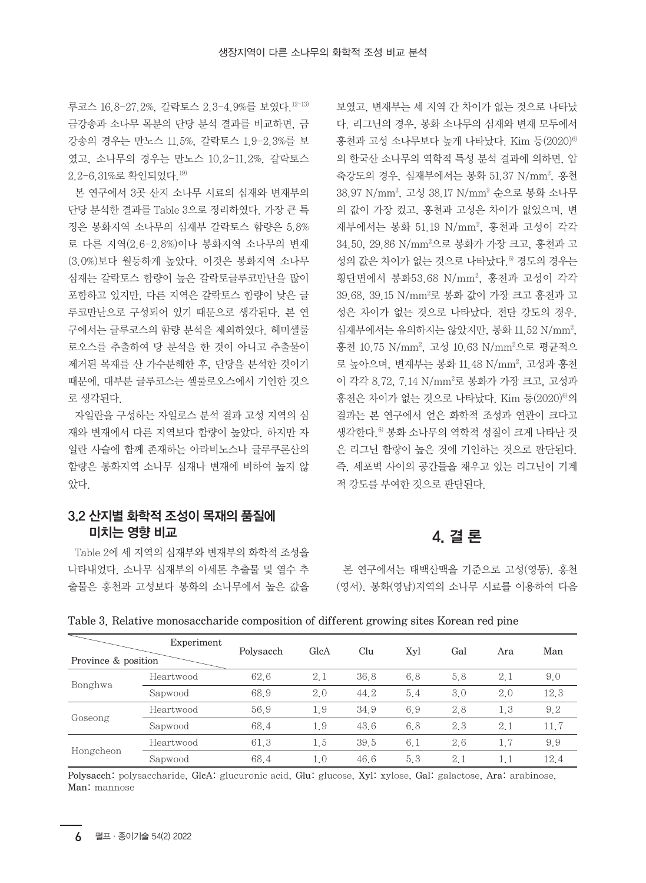루코스 16.8-27.2%, 갈락토스 2.3-4.9%를 보였다.[12-13] 금강송과 소나무 목분의 단당 분석 결과를 비교하면, 금강송의 경우는 만노스 11.5%, 갈락토스 1.9-2.3%를 보였고, 소나무의 경우는 만노스 10.2-11.2%, 갈락토스 2.2-6.31%로 확인되었다.[19]

본 연구에서 3곳 산지 소나무 시료의 심재와 변재부의 단당 분석한 결과를 Table 3으로 정리하였다. 가장 큰 특징은 봉화지역 소나무의 심재부 갈락토스 함량은 5.8%로 다른 지역(2.6-2.8%)이나 봉화지역 소나무의 변재(3.0%)보다 월등하게 높았다. 이것은 봉화지역 소나무 심재는 갈락토스 함량이 높은 갈락토글루코만난을 많이 포함하고 있지만, 다른 지역은 갈락토스 함량이 낮은 글루코만난으로 구성되어 있기 때문으로 생각된다. 본 연구에서는 글루코스의 함량 분석을 제외하였다. 헤미셀룰로오스를 추출하여 당 분석을 한 것이 아니고 추출물이 제거된 목재를 산 가수분해한 후, 단당을 분석한 것이기 때문에, 대부분 글루코스는 셀룰로오스에서 기인한 것으로 생각된다.

자일란을 구성하는 자일로스 분석 결과 고성 지역의 심재와 변재에서 다른 지역보다 함량이 높았다. 하지만 자일란 사슬에 함께 존재하는 아라비노스나 글루쿠론산의 함량은 봉화지역 소나무 심재나 변재에 비하여 높지 않았다.

## 3.2 산지별 화학적 조성이 목재의 품질에 미치는 영향 비교

Table 2에 세 지역의 심재부와 변재부의 화학적 조성을 나타내었다. 소나무 심재부의 아세톤 추출물 및 열수 추출물은 홍천과 고성보다 봉화의 소나무에서 높은 값을 보였고, 변재부는 세 지역 간 차이가 없는 것으로 나타났다. 리그닌의 경우, 봉화 소나무의 심재와 변재 모두에서 홍천과 고성 소나무보다 높게 나타났다. Kim 등(2020)[6]의 한국산 소나무의 역학적 특성 분석 결과에 의하면, 압축강도의 경우, 심재부에서는 봉화 51.37 N/mm$^2$, 홍천 38.97 N/mm$^2$, 고성 38.17 N/mm$^2$ 순으로 봉화 소나무의 값이 가장 컸고, 홍천과 고성은 차이가 없었으며, 변재부에서는 봉화 51.19 N/mm$^2$, 홍천과 고성이 각각 34.50, 29.86 N/mm$^2$으로 봉화가 가장 크고, 홍천과 고성의 값은 차이가 없는 것으로 나타났다.[6] 경도의 경우는 횡단면에서 봉화53.68 N/mm$^2$, 홍천과 고성이 각각 39.68, 39.15 N/mm$^2$로 봉화 값이 가장 크고 홍천과 고성은 차이가 없는 것으로 나타났다. 전단 강도의 경우, 심재부에서는 유의하지는 않았지만, 봉화 11.52 N/mm$^2$, 홍천 10.75 N/mm$^2$, 고성 10.63 N/mm$^2$으로 평균적으로 높아으며, 변재부는 봉화 11.48 N/mm$^2$, 고성과 홍천이 각각 8.72, 7.14 N/mm$^2$로 봉화가 가장 크고, 고성과 홍천은 차이가 없는 것으로 나타났다. Kim 등(2020)[6]의 결과는 본 연구에서 얻은 화학적 조성과 연관이 크다고 생각한다.[6] 봉화 소나무의 역학적 성질이 크게 나타난 것은 리그닌 함량이 높은 것에 기인하는 것으로 판단된다. 즉, 세포벽 사이의 공간들을 채우고 있는 리그닌이 기계적 강도를 부여한 것으로 판단된다.

# 4. 결 론

본 연구에서는 태백산맥을 기준으로 고성(영동), 홍천(영서), 봉화(영남)지역의 소나무 시료를 이용하여 다음

Table 3. Relative monosaccharide composition of different growing sites Korean red pine

| Province & position (Experiment) | | Polysacch | GlcA | Clu | Xyl | Gal | Ara | Man |
|---|---|---|---|---|---|---|---|---|
| Bonghwa | Heartwood | 62.6 | 2.1 | 36.8 | 6.8 | 5.8 | 2.1 | 9.0 |
| | Sapwood | 68.9 | 2.0 | 44.2 | 5.4 | 3.0 | 2.0 | 12.3 |
| Goseong | Heartwood | 56.9 | 1.9 | 34.9 | 6.9 | 2.8 | 1.3 | 9.2 |
| | Sapwood | 68.4 | 1.9 | 43.6 | 6.8 | 2.3 | 2.1 | 11.7 |
| Hongcheon | Heartwood | 61.3 | 1.5 | 39.5 | 6.1 | 2.6 | 1.7 | 9.9 |
| | Sapwood | 68.4 | 1.0 | 46.6 | 5.3 | 2.1 | 1.1 | 12.4 |

Polysacch: polysaccharide, GlcA: glucuronic acid, Glu: glucose, Xyl: xylose, Gal: galactose, Ara: arabinose, Man: mannose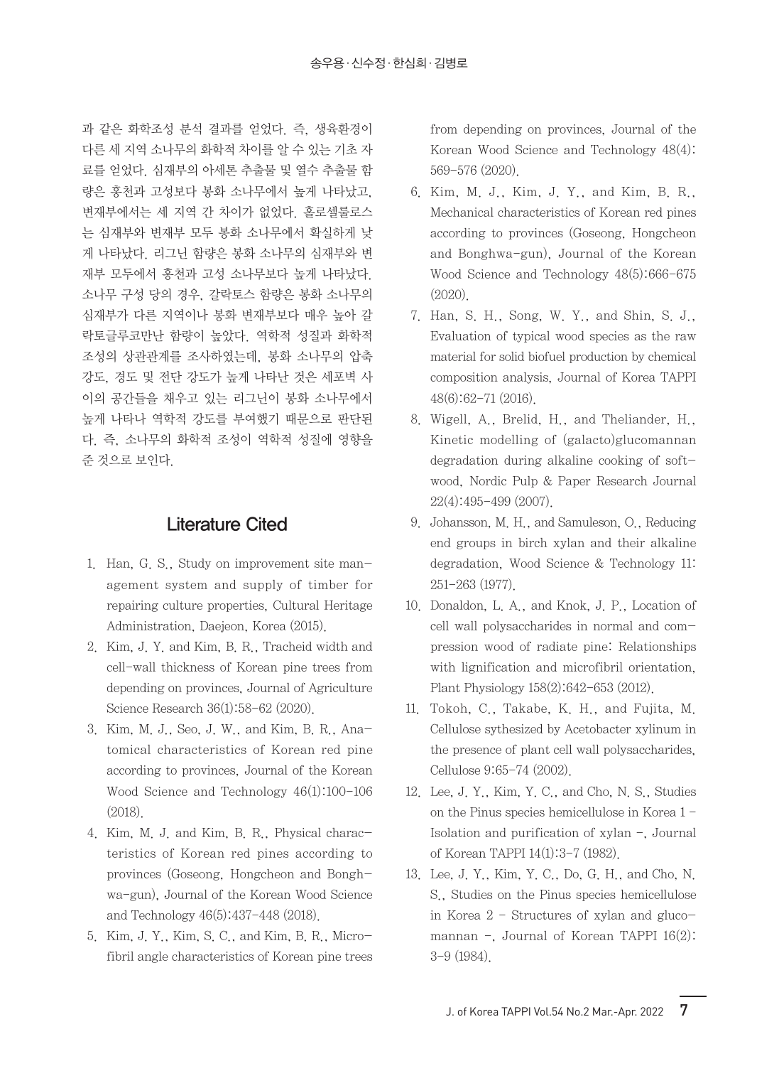과 같은 화학조성 분석 결과를 얻었다. 즉, 생육환경이 다른 세 지역 소나무의 화학적 차이를 알 수 있는 기초 자료를 얻었다. 심재부의 아세톤 추출물 및 열수 추출물 함량은 홍천과 고성보다 봉화 소나무에서 높게 나타났고, 변재부에서는 세 지역 간 차이가 없었다. 홀로셀룰로스는 심재부와 변재부 모두 봉화 소나무에서 확실하게 낮게 나타났다. 리그닌 함량은 봉화 소나무의 심재부와 변재부 모두에서 홍천과 고성 소나무보다 높게 나타났다. 소나무 구성 당의 경우, 갈락토스 함량은 봉화 소나무의 심재부가 다른 지역이나 봉화 변재부보다 매우 높아 갈락토글루코만난 함량이 높았다. 역학적 성질과 화학적 조성의 상관관계를 조사하였는데, 봉화 소나무의 압축 강도, 경도 및 전단 강도가 높게 나타난 것은 세포벽 사이의 공간들을 채우고 있는 리그닌이 봉화 소나무에서 높게 나타나 역학적 강도를 부여했기 때문으로 판단된다. 즉, 소나무의 화학적 조성이 역학적 성질에 영향을 준 것으로 보인다.

## Literature Cited

1. Han, G. S., Study on improvement site management system and supply of timber for repairing culture properties, Cultural Heritage Administration, Daejeon, Korea (2015).
2. Kim, J. Y. and Kim, B. R., Tracheid width and cell-wall thickness of Korean pine trees from depending on provinces, Journal of Agriculture Science Research 36(1):58-62 (2020).
3. Kim, M. J., Seo, J. W., and Kim, B. R., Anatomical characteristics of Korean red pine according to provinces, Journal of the Korean Wood Science and Technology 46(1):100-106 (2018).
4. Kim, M. J. and Kim, B. R., Physical characteristics of Korean red pines according to provinces (Goseong, Hongcheon and Bonghwa-gun), Journal of the Korean Wood Science and Technology 46(5):437-448 (2018).
5. Kim, J. Y., Kim, S. C., and Kim, B. R., Microfibril angle characteristics of Korean pine trees from depending on provinces, Journal of the Korean Wood Science and Technology 48(4): 569-576 (2020).
6. Kim, M. J., Kim, J. Y., and Kim, B. R., Mechanical characteristics of Korean red pines according to provinces (Goseong, Hongcheon and Bonghwa-gun), Journal of the Korean Wood Science and Technology 48(5):666-675 (2020).
7. Han, S. H., Song, W. Y., and Shin, S. J., Evaluation of typical wood species as the raw material for solid biofuel production by chemical composition analysis, Journal of Korea TAPPI 48(6):62-71 (2016).
8. Wigell, A., Brelid, H., and Theliander, H., Kinetic modelling of (galacto)glucomannan degradation during alkaline cooking of softwood, Nordic Pulp & Paper Research Journal 22(4):495-499 (2007).
9. Johansson, M. H., and Samuleson, O., Reducing end groups in birch xylan and their alkaline degradation, Wood Science & Technology 11: 251-263 (1977).
10. Donaldon, L. A., and Knok, J. P., Location of cell wall polysaccharides in normal and compression wood of radiate pine: Relationships with lignification and microfibril orientation, Plant Physiology 158(2):642-653 (2012).
11. Tokoh, C., Takabe, K. H., and Fujita, M. Cellulose sythesized by Acetobacter xylinum in the presence of plant cell wall polysaccharides, Cellulose 9:65-74 (2002).
12. Lee, J. Y., Kim, Y. C., and Cho, N. S., Studies on the Pinus species hemicellulose in Korea 1 - Isolation and purification of xylan -, Journal of Korean TAPPI 14(1):3-7 (1982).
13. Lee, J. Y., Kim, Y. C., Do, G. H., and Cho, N. S., Studies on the Pinus species hemicellulose in Korea 2 - Structures of xylan and glucomannan -, Journal of Korean TAPPI 16(2): 3-9 (1984).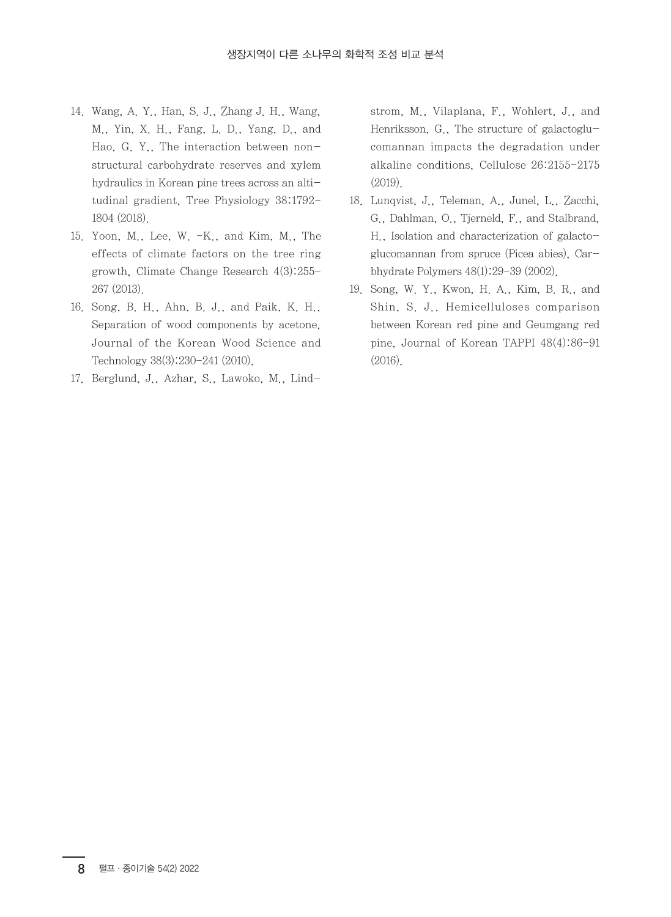14. Wang, A. Y., Han, S. J., Zhang J. H., Wang, M., Yin, X. H., Fang, L. D., Yang, D., and Hao, G. Y., The interaction between non-structural carbohydrate reserves and xylem hydraulics in Korean pine trees across an altitudinal gradient, Tree Physiology 38:1792-1804 (2018).
15. Yoon, M., Lee, W. -K., and Kim, M., The effects of climate factors on the tree ring growth, Climate Change Research 4(3):255-267 (2013).
16. Song, B. H., Ahn, B. J., and Paik, K. H., Separation of wood components by acetone, Journal of the Korean Wood Science and Technology 38(3):230-241 (2010).
17. Berglund, J., Azhar, S., Lawoko, M., Lindstrom, M., Vilaplana, F., Wohlert, J., and Henriksson, G., The structure of galactoglucomannan impacts the degradation under alkaline conditions, Cellulose 26:2155-2175 (2019).
18. Lunqvist, J., Teleman, A., Junel, L., Zacchi, G., Dahlman, O., Tjerneld, F., and Stalbrand, H., Isolation and characterization of galacto-glucomannan from spruce (Picea abies), Carbhydrate Polymers 48(1):29-39 (2002).
19. Song, W. Y., Kwon, H. A., Kim, B. R., and Shin, S. J., Hemicelluloses comparison between Korean red pine and Geumgang red pine, Journal of Korean TAPPI 48(4):86-91 (2016).